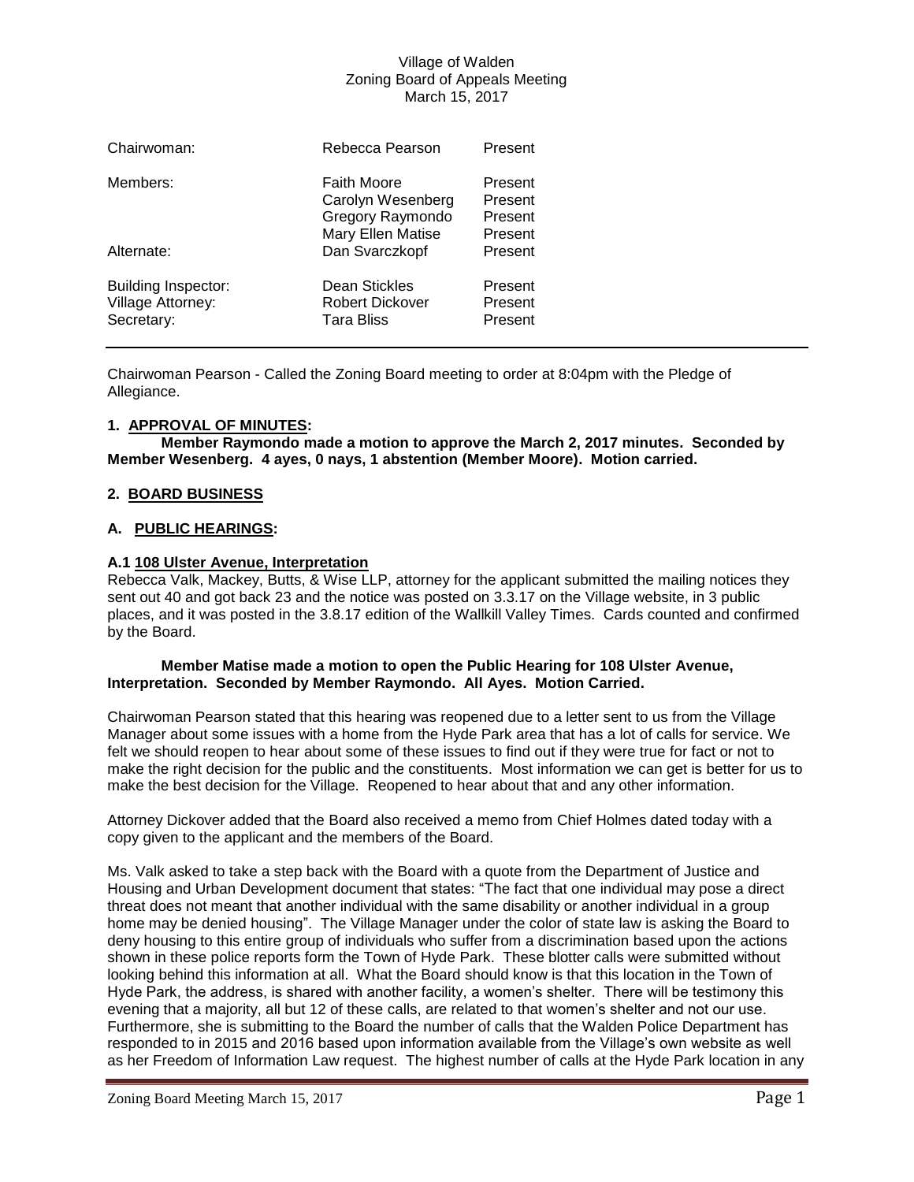Village of Walden
Zoning Board of Appeals Meeting
March 15, 2017

| | | |
|---|---|---|
| Chairwoman: | Rebecca Pearson | Present |
| Members: | Faith Moore | Present |
| | Carolyn Wesenberg | Present |
| | Gregory Raymondo | Present |
| | Mary Ellen Matise | Present |
| Alternate: | Dan Svarczkopf | Present |
| Building Inspector: | Dean Stickles | Present |
| Village Attorney: | Robert Dickover | Present |
| Secretary: | Tara Bliss | Present |

---

Chairwoman Pearson - Called the Zoning Board meeting to order at 8:04pm with the Pledge of Allegiance.

## 1. APPROVAL OF MINUTES:

**Member Raymondo made a motion to approve the March 2, 2017 minutes. Seconded by Member Wesenberg. 4 ayes, 0 nays, 1 abstention (Member Moore). Motion carried.**

## 2. BOARD BUSINESS

## A. PUBLIC HEARINGS:

### A.1 108 Ulster Avenue, Interpretation

Rebecca Valk, Mackey, Butts, & Wise LLP, attorney for the applicant submitted the mailing notices they sent out 40 and got back 23 and the notice was posted on 3.3.17 on the Village website, in 3 public places, and it was posted in the 3.8.17 edition of the Wallkill Valley Times. Cards counted and confirmed by the Board.

**Member Matise made a motion to open the Public Hearing for 108 Ulster Avenue, Interpretation. Seconded by Member Raymondo. All Ayes. Motion Carried.**

Chairwoman Pearson stated that this hearing was reopened due to a letter sent to us from the Village Manager about some issues with a home from the Hyde Park area that has a lot of calls for service. We felt we should reopen to hear about some of these issues to find out if they were true for fact or not to make the right decision for the public and the constituents. Most information we can get is better for us to make the best decision for the Village. Reopened to hear about that and any other information.

Attorney Dickover added that the Board also received a memo from Chief Holmes dated today with a copy given to the applicant and the members of the Board.

Ms. Valk asked to take a step back with the Board with a quote from the Department of Justice and Housing and Urban Development document that states: "The fact that one individual may pose a direct threat does not meant that another individual with the same disability or another individual in a group home may be denied housing". The Village Manager under the color of state law is asking the Board to deny housing to this entire group of individuals who suffer from a discrimination based upon the actions shown in these police reports form the Town of Hyde Park. These blotter calls were submitted without looking behind this information at all. What the Board should know is that this location in the Town of Hyde Park, the address, is shared with another facility, a women's shelter. There will be testimony this evening that a majority, all but 12 of these calls, are related to that women's shelter and not our use. Furthermore, she is submitting to the Board the number of calls that the Walden Police Department has responded to in 2015 and 2016 based upon information available from the Village's own website as well as her Freedom of Information Law request. The highest number of calls at the Hyde Park location in any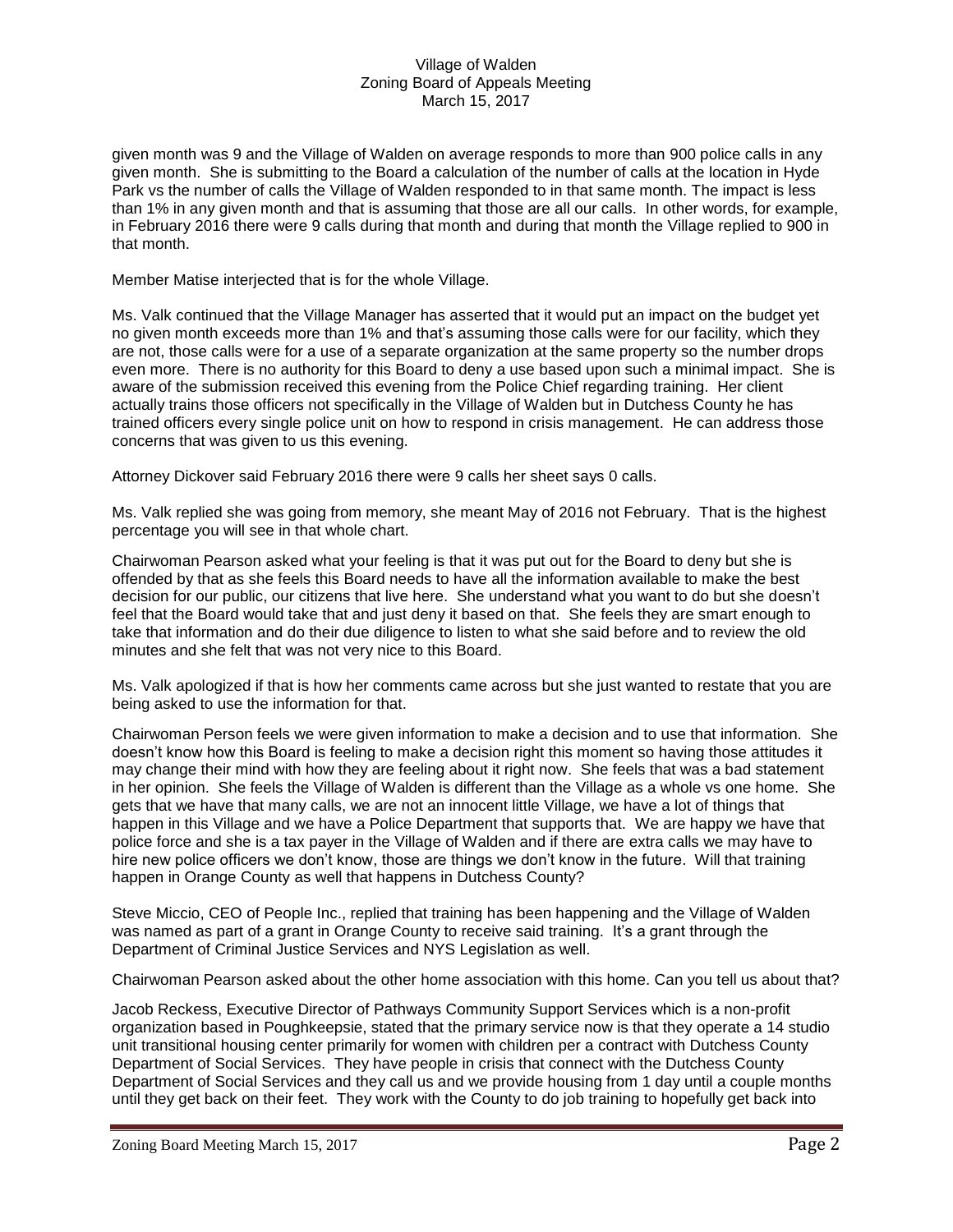given month was 9 and the Village of Walden on average responds to more than 900 police calls in any given month. She is submitting to the Board a calculation of the number of calls at the location in Hyde Park vs the number of calls the Village of Walden responded to in that same month. The impact is less than 1% in any given month and that is assuming that those are all our calls. In other words, for example, in February 2016 there were 9 calls during that month and during that month the Village replied to 900 in that month.

Member Matise interjected that is for the whole Village.

Ms. Valk continued that the Village Manager has asserted that it would put an impact on the budget yet no given month exceeds more than 1% and that's assuming those calls were for our facility, which they are not, those calls were for a use of a separate organization at the same property so the number drops even more. There is no authority for this Board to deny a use based upon such a minimal impact. She is aware of the submission received this evening from the Police Chief regarding training. Her client actually trains those officers not specifically in the Village of Walden but in Dutchess County he has trained officers every single police unit on how to respond in crisis management. He can address those concerns that was given to us this evening.

Attorney Dickover said February 2016 there were 9 calls her sheet says 0 calls.

Ms. Valk replied she was going from memory, she meant May of 2016 not February. That is the highest percentage you will see in that whole chart.

Chairwoman Pearson asked what your feeling is that it was put out for the Board to deny but she is offended by that as she feels this Board needs to have all the information available to make the best decision for our public, our citizens that live here. She understand what you want to do but she doesn't feel that the Board would take that and just deny it based on that. She feels they are smart enough to take that information and do their due diligence to listen to what she said before and to review the old minutes and she felt that was not very nice to this Board.

Ms. Valk apologized if that is how her comments came across but she just wanted to restate that you are being asked to use the information for that.

Chairwoman Person feels we were given information to make a decision and to use that information. She doesn't know how this Board is feeling to make a decision right this moment so having those attitudes it may change their mind with how they are feeling about it right now. She feels that was a bad statement in her opinion. She feels the Village of Walden is different than the Village as a whole vs one home. She gets that we have that many calls, we are not an innocent little Village, we have a lot of things that happen in this Village and we have a Police Department that supports that. We are happy we have that police force and she is a tax payer in the Village of Walden and if there are extra calls we may have to hire new police officers we don't know, those are things we don't know in the future. Will that training happen in Orange County as well that happens in Dutchess County?

Steve Miccio, CEO of People Inc., replied that training has been happening and the Village of Walden was named as part of a grant in Orange County to receive said training. It's a grant through the Department of Criminal Justice Services and NYS Legislation as well.

Chairwoman Pearson asked about the other home association with this home. Can you tell us about that?

Jacob Reckess, Executive Director of Pathways Community Support Services which is a non-profit organization based in Poughkeepsie, stated that the primary service now is that they operate a 14 studio unit transitional housing center primarily for women with children per a contract with Dutchess County Department of Social Services. They have people in crisis that connect with the Dutchess County Department of Social Services and they call us and we provide housing from 1 day until a couple months until they get back on their feet. They work with the County to do job training to hopefully get back into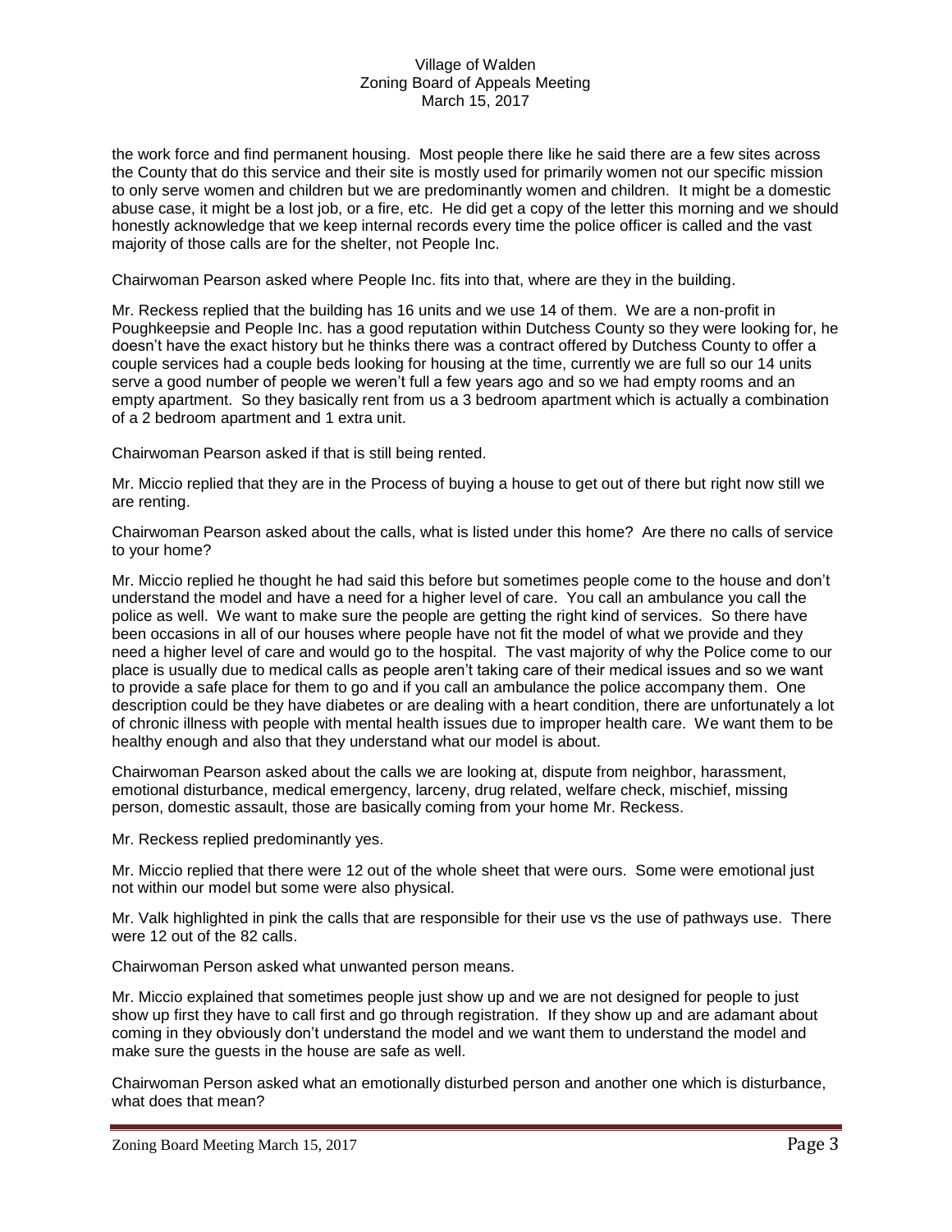the work force and find permanent housing. Most people there like he said there are a few sites across the County that do this service and their site is mostly used for primarily women not our specific mission to only serve women and children but we are predominantly women and children. It might be a domestic abuse case, it might be a lost job, or a fire, etc. He did get a copy of the letter this morning and we should honestly acknowledge that we keep internal records every time the police officer is called and the vast majority of those calls are for the shelter, not People Inc.

Chairwoman Pearson asked where People Inc. fits into that, where are they in the building.

Mr. Reckess replied that the building has 16 units and we use 14 of them. We are a non-profit in Poughkeepsie and People Inc. has a good reputation within Dutchess County so they were looking for, he doesn't have the exact history but he thinks there was a contract offered by Dutchess County to offer a couple services had a couple beds looking for housing at the time, currently we are full so our 14 units serve a good number of people we weren't full a few years ago and so we had empty rooms and an empty apartment. So they basically rent from us a 3 bedroom apartment which is actually a combination of a 2 bedroom apartment and 1 extra unit.

Chairwoman Pearson asked if that is still being rented.

Mr. Miccio replied that they are in the Process of buying a house to get out of there but right now still we are renting.

Chairwoman Pearson asked about the calls, what is listed under this home? Are there no calls of service to your home?

Mr. Miccio replied he thought he had said this before but sometimes people come to the house and don't understand the model and have a need for a higher level of care. You call an ambulance you call the police as well. We want to make sure the people are getting the right kind of services. So there have been occasions in all of our houses where people have not fit the model of what we provide and they need a higher level of care and would go to the hospital. The vast majority of why the Police come to our place is usually due to medical calls as people aren't taking care of their medical issues and so we want to provide a safe place for them to go and if you call an ambulance the police accompany them. One description could be they have diabetes or are dealing with a heart condition, there are unfortunately a lot of chronic illness with people with mental health issues due to improper health care. We want them to be healthy enough and also that they understand what our model is about.

Chairwoman Pearson asked about the calls we are looking at, dispute from neighbor, harassment, emotional disturbance, medical emergency, larceny, drug related, welfare check, mischief, missing person, domestic assault, those are basically coming from your home Mr. Reckess.

Mr. Reckess replied predominantly yes.

Mr. Miccio replied that there were 12 out of the whole sheet that were ours. Some were emotional just not within our model but some were also physical.

Mr. Valk highlighted in pink the calls that are responsible for their use vs the use of pathways use. There were 12 out of the 82 calls.

Chairwoman Person asked what unwanted person means.

Mr. Miccio explained that sometimes people just show up and we are not designed for people to just show up first they have to call first and go through registration. If they show up and are adamant about coming in they obviously don't understand the model and we want them to understand the model and make sure the guests in the house are safe as well.

Chairwoman Person asked what an emotionally disturbed person and another one which is disturbance, what does that mean?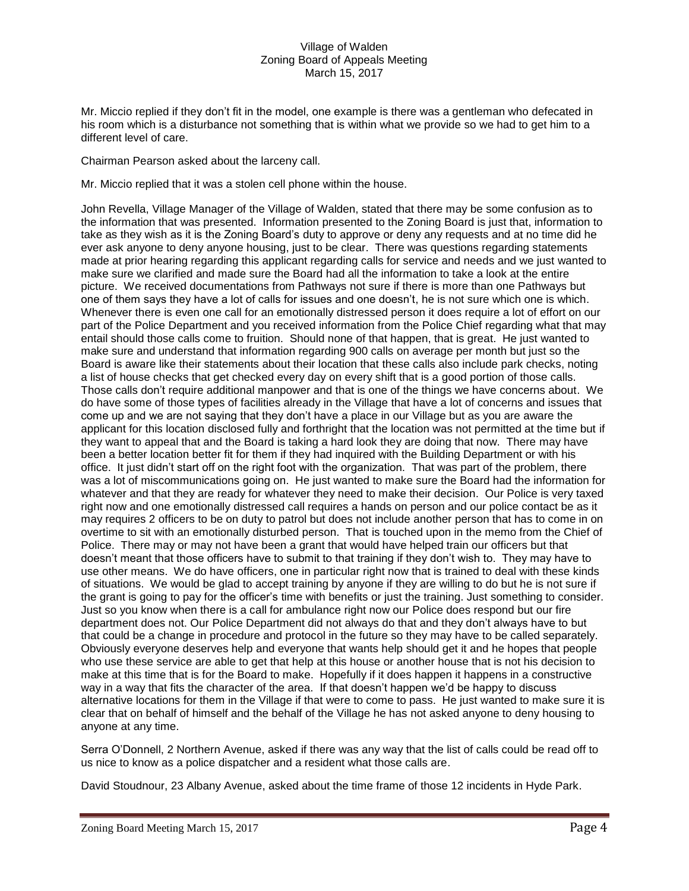Mr. Miccio replied if they don't fit in the model, one example is there was a gentleman who defecated in his room which is a disturbance not something that is within what we provide so we had to get him to a different level of care.

Chairman Pearson asked about the larceny call.

Mr. Miccio replied that it was a stolen cell phone within the house.

John Revella, Village Manager of the Village of Walden, stated that there may be some confusion as to the information that was presented. Information presented to the Zoning Board is just that, information to take as they wish as it is the Zoning Board's duty to approve or deny any requests and at no time did he ever ask anyone to deny anyone housing, just to be clear. There was questions regarding statements made at prior hearing regarding this applicant regarding calls for service and needs and we just wanted to make sure we clarified and made sure the Board had all the information to take a look at the entire picture. We received documentations from Pathways not sure if there is more than one Pathways but one of them says they have a lot of calls for issues and one doesn't, he is not sure which one is which. Whenever there is even one call for an emotionally distressed person it does require a lot of effort on our part of the Police Department and you received information from the Police Chief regarding what that may entail should those calls come to fruition. Should none of that happen, that is great. He just wanted to make sure and understand that information regarding 900 calls on average per month but just so the Board is aware like their statements about their location that these calls also include park checks, noting a list of house checks that get checked every day on every shift that is a good portion of those calls. Those calls don't require additional manpower and that is one of the things we have concerns about. We do have some of those types of facilities already in the Village that have a lot of concerns and issues that come up and we are not saying that they don't have a place in our Village but as you are aware the applicant for this location disclosed fully and forthright that the location was not permitted at the time but if they want to appeal that and the Board is taking a hard look they are doing that now. There may have been a better location better fit for them if they had inquired with the Building Department or with his office. It just didn't start off on the right foot with the organization. That was part of the problem, there was a lot of miscommunications going on. He just wanted to make sure the Board had the information for whatever and that they are ready for whatever they need to make their decision. Our Police is very taxed right now and one emotionally distressed call requires a hands on person and our police contact be as it may requires 2 officers to be on duty to patrol but does not include another person that has to come in on overtime to sit with an emotionally disturbed person. That is touched upon in the memo from the Chief of Police. There may or may not have been a grant that would have helped train our officers but that doesn't meant that those officers have to submit to that training if they don't wish to. They may have to use other means. We do have officers, one in particular right now that is trained to deal with these kinds of situations. We would be glad to accept training by anyone if they are willing to do but he is not sure if the grant is going to pay for the officer's time with benefits or just the training. Just something to consider. Just so you know when there is a call for ambulance right now our Police does respond but our fire department does not. Our Police Department did not always do that and they don't always have to but that could be a change in procedure and protocol in the future so they may have to be called separately. Obviously everyone deserves help and everyone that wants help should get it and he hopes that people who use these service are able to get that help at this house or another house that is not his decision to make at this time that is for the Board to make. Hopefully if it does happen it happens in a constructive way in a way that fits the character of the area. If that doesn't happen we'd be happy to discuss alternative locations for them in the Village if that were to come to pass. He just wanted to make sure it is clear that on behalf of himself and the behalf of the Village he has not asked anyone to deny housing to anyone at any time.

Serra O'Donnell, 2 Northern Avenue, asked if there was any way that the list of calls could be read off to us nice to know as a police dispatcher and a resident what those calls are.

David Stoudnour, 23 Albany Avenue, asked about the time frame of those 12 incidents in Hyde Park.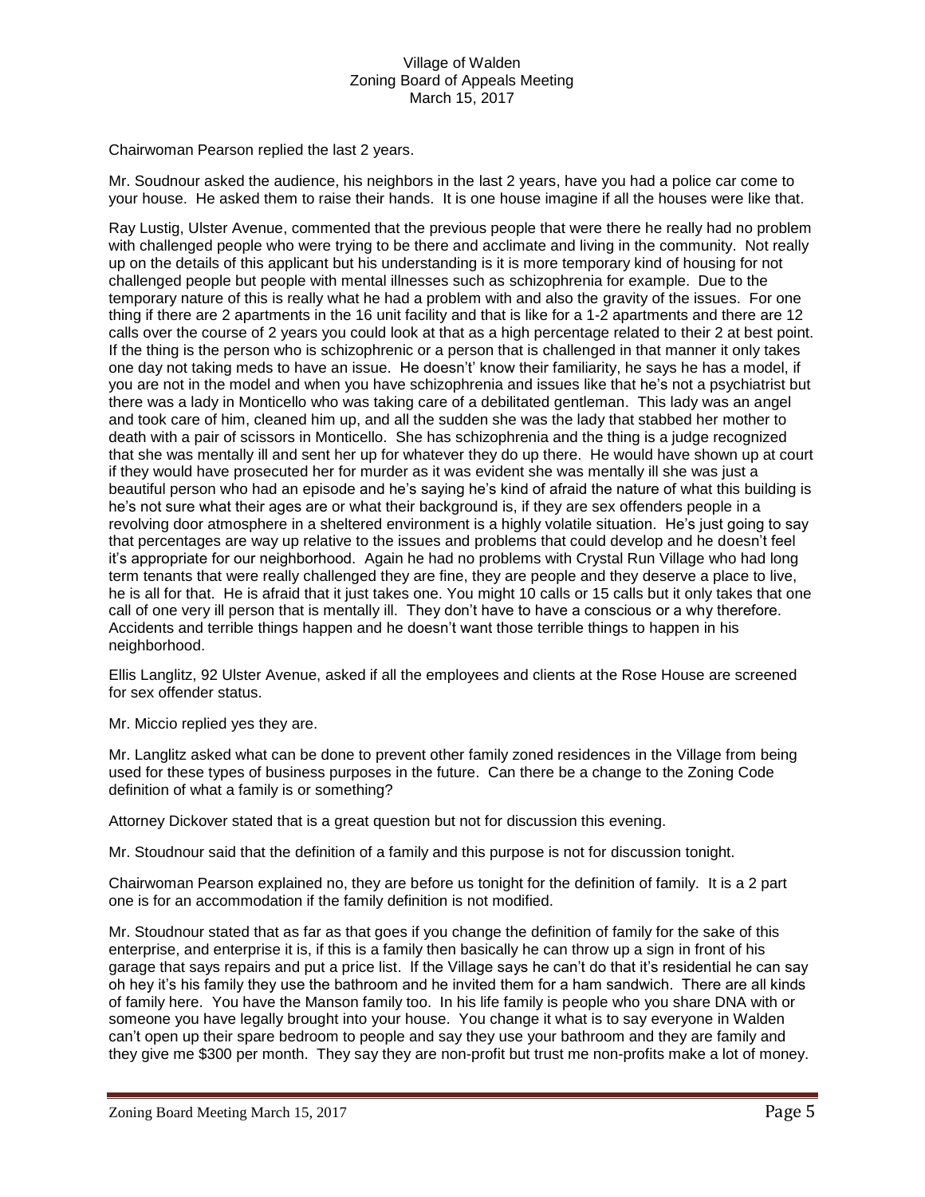Chairwoman Pearson replied the last 2 years.

Mr. Soudnour asked the audience, his neighbors in the last 2 years, have you had a police car come to your house. He asked them to raise their hands. It is one house imagine if all the houses were like that.

Ray Lustig, Ulster Avenue, commented that the previous people that were there he really had no problem with challenged people who were trying to be there and acclimate and living in the community. Not really up on the details of this applicant but his understanding is it is more temporary kind of housing for not challenged people but people with mental illnesses such as schizophrenia for example. Due to the temporary nature of this is really what he had a problem with and also the gravity of the issues. For one thing if there are 2 apartments in the 16 unit facility and that is like for a 1-2 apartments and there are 12 calls over the course of 2 years you could look at that as a high percentage related to their 2 at best point. If the thing is the person who is schizophrenic or a person that is challenged in that manner it only takes one day not taking meds to have an issue. He doesn't' know their familiarity, he says he has a model, if you are not in the model and when you have schizophrenia and issues like that he's not a psychiatrist but there was a lady in Monticello who was taking care of a debilitated gentleman. This lady was an angel and took care of him, cleaned him up, and all the sudden she was the lady that stabbed her mother to death with a pair of scissors in Monticello. She has schizophrenia and the thing is a judge recognized that she was mentally ill and sent her up for whatever they do up there. He would have shown up at court if they would have prosecuted her for murder as it was evident she was mentally ill she was just a beautiful person who had an episode and he's saying he's kind of afraid the nature of what this building is he's not sure what their ages are or what their background is, if they are sex offenders people in a revolving door atmosphere in a sheltered environment is a highly volatile situation. He's just going to say that percentages are way up relative to the issues and problems that could develop and he doesn't feel it's appropriate for our neighborhood. Again he had no problems with Crystal Run Village who had long term tenants that were really challenged they are fine, they are people and they deserve a place to live, he is all for that. He is afraid that it just takes one. You might 10 calls or 15 calls but it only takes that one call of one very ill person that is mentally ill. They don't have to have a conscious or a why therefore. Accidents and terrible things happen and he doesn't want those terrible things to happen in his neighborhood.

Ellis Langlitz, 92 Ulster Avenue, asked if all the employees and clients at the Rose House are screened for sex offender status.

Mr. Miccio replied yes they are.

Mr. Langlitz asked what can be done to prevent other family zoned residences in the Village from being used for these types of business purposes in the future. Can there be a change to the Zoning Code definition of what a family is or something?

Attorney Dickover stated that is a great question but not for discussion this evening.

Mr. Stoudnour said that the definition of a family and this purpose is not for discussion tonight.

Chairwoman Pearson explained no, they are before us tonight for the definition of family. It is a 2 part one is for an accommodation if the family definition is not modified.

Mr. Stoudnour stated that as far as that goes if you change the definition of family for the sake of this enterprise, and enterprise it is, if this is a family then basically he can throw up a sign in front of his garage that says repairs and put a price list. If the Village says he can't do that it's residential he can say oh hey it's his family they use the bathroom and he invited them for a ham sandwich. There are all kinds of family here. You have the Manson family too. In his life family is people who you share DNA with or someone you have legally brought into your house. You change it what is to say everyone in Walden can't open up their spare bedroom to people and say they use your bathroom and they are family and they give me $300 per month. They say they are non-profit but trust me non-profits make a lot of money.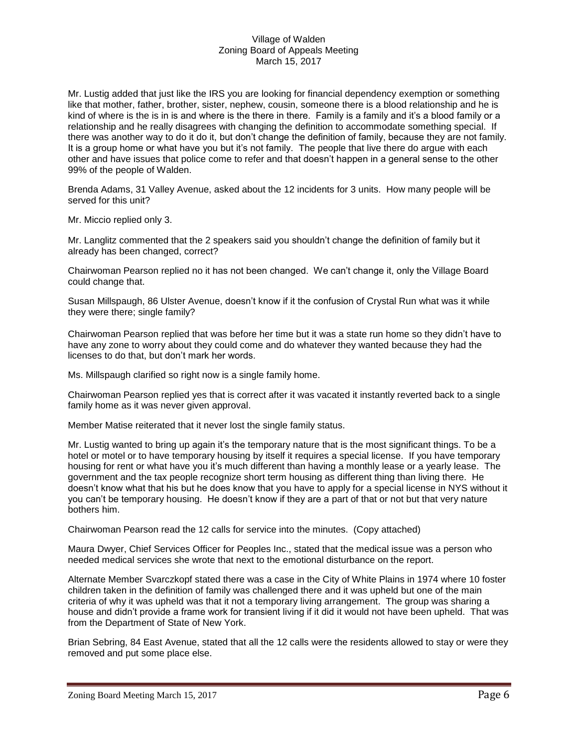Mr. Lustig added that just like the IRS you are looking for financial dependency exemption or something like that mother, father, brother, sister, nephew, cousin, someone there is a blood relationship and he is kind of where is the is in is and where is the there in there. Family is a family and it's a blood family or a relationship and he really disagrees with changing the definition to accommodate something special. If there was another way to do it do it, but don't change the definition of family, because they are not family. It is a group home or what have you but it's not family. The people that live there do argue with each other and have issues that police come to refer and that doesn't happen in a general sense to the other 99% of the people of Walden.

Brenda Adams, 31 Valley Avenue, asked about the 12 incidents for 3 units. How many people will be served for this unit?

Mr. Miccio replied only 3.

Mr. Langlitz commented that the 2 speakers said you shouldn't change the definition of family but it already has been changed, correct?

Chairwoman Pearson replied no it has not been changed. We can't change it, only the Village Board could change that.

Susan Millspaugh, 86 Ulster Avenue, doesn't know if it the confusion of Crystal Run what was it while they were there; single family?

Chairwoman Pearson replied that was before her time but it was a state run home so they didn't have to have any zone to worry about they could come and do whatever they wanted because they had the licenses to do that, but don't mark her words.

Ms. Millspaugh clarified so right now is a single family home.

Chairwoman Pearson replied yes that is correct after it was vacated it instantly reverted back to a single family home as it was never given approval.

Member Matise reiterated that it never lost the single family status.

Mr. Lustig wanted to bring up again it's the temporary nature that is the most significant things. To be a hotel or motel or to have temporary housing by itself it requires a special license. If you have temporary housing for rent or what have you it's much different than having a monthly lease or a yearly lease. The government and the tax people recognize short term housing as different thing than living there. He doesn't know what that his but he does know that you have to apply for a special license in NYS without it you can't be temporary housing. He doesn't know if they are a part of that or not but that very nature bothers him.

Chairwoman Pearson read the 12 calls for service into the minutes. (Copy attached)

Maura Dwyer, Chief Services Officer for Peoples Inc., stated that the medical issue was a person who needed medical services she wrote that next to the emotional disturbance on the report.

Alternate Member Svarczkopf stated there was a case in the City of White Plains in 1974 where 10 foster children taken in the definition of family was challenged there and it was upheld but one of the main criteria of why it was upheld was that it not a temporary living arrangement. The group was sharing a house and didn't provide a frame work for transient living if it did it would not have been upheld. That was from the Department of State of New York.

Brian Sebring, 84 East Avenue, stated that all the 12 calls were the residents allowed to stay or were they removed and put some place else.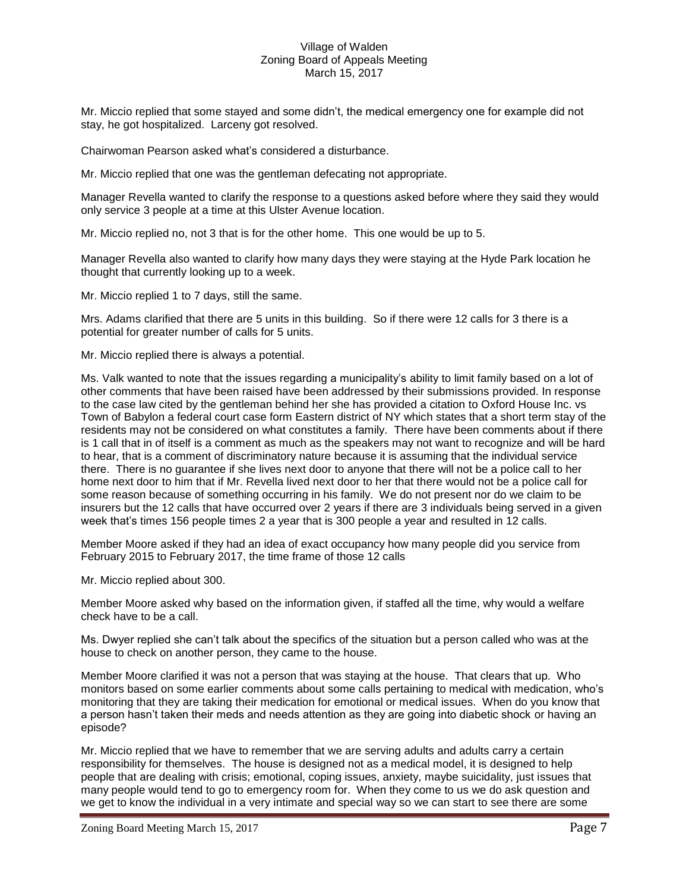Mr. Miccio replied that some stayed and some didn't, the medical emergency one for example did not stay, he got hospitalized. Larceny got resolved.

Chairwoman Pearson asked what's considered a disturbance.

Mr. Miccio replied that one was the gentleman defecating not appropriate.

Manager Revella wanted to clarify the response to a questions asked before where they said they would only service 3 people at a time at this Ulster Avenue location.

Mr. Miccio replied no, not 3 that is for the other home. This one would be up to 5.

Manager Revella also wanted to clarify how many days they were staying at the Hyde Park location he thought that currently looking up to a week.

Mr. Miccio replied 1 to 7 days, still the same.

Mrs. Adams clarified that there are 5 units in this building. So if there were 12 calls for 3 there is a potential for greater number of calls for 5 units.

Mr. Miccio replied there is always a potential.

Ms. Valk wanted to note that the issues regarding a municipality's ability to limit family based on a lot of other comments that have been raised have been addressed by their submissions provided. In response to the case law cited by the gentleman behind her she has provided a citation to Oxford House Inc. vs Town of Babylon a federal court case form Eastern district of NY which states that a short term stay of the residents may not be considered on what constitutes a family. There have been comments about if there is 1 call that in of itself is a comment as much as the speakers may not want to recognize and will be hard to hear, that is a comment of discriminatory nature because it is assuming that the individual service there. There is no guarantee if she lives next door to anyone that there will not be a police call to her home next door to him that if Mr. Revella lived next door to her that there would not be a police call for some reason because of something occurring in his family. We do not present nor do we claim to be insurers but the 12 calls that have occurred over 2 years if there are 3 individuals being served in a given week that's times 156 people times 2 a year that is 300 people a year and resulted in 12 calls.

Member Moore asked if they had an idea of exact occupancy how many people did you service from February 2015 to February 2017, the time frame of those 12 calls

Mr. Miccio replied about 300.

Member Moore asked why based on the information given, if staffed all the time, why would a welfare check have to be a call.

Ms. Dwyer replied she can't talk about the specifics of the situation but a person called who was at the house to check on another person, they came to the house.

Member Moore clarified it was not a person that was staying at the house. That clears that up. Who monitors based on some earlier comments about some calls pertaining to medical with medication, who's monitoring that they are taking their medication for emotional or medical issues. When do you know that a person hasn't taken their meds and needs attention as they are going into diabetic shock or having an episode?

Mr. Miccio replied that we have to remember that we are serving adults and adults carry a certain responsibility for themselves. The house is designed not as a medical model, it is designed to help people that are dealing with crisis; emotional, coping issues, anxiety, maybe suicidality, just issues that many people would tend to go to emergency room for. When they come to us we do ask question and we get to know the individual in a very intimate and special way so we can start to see there are some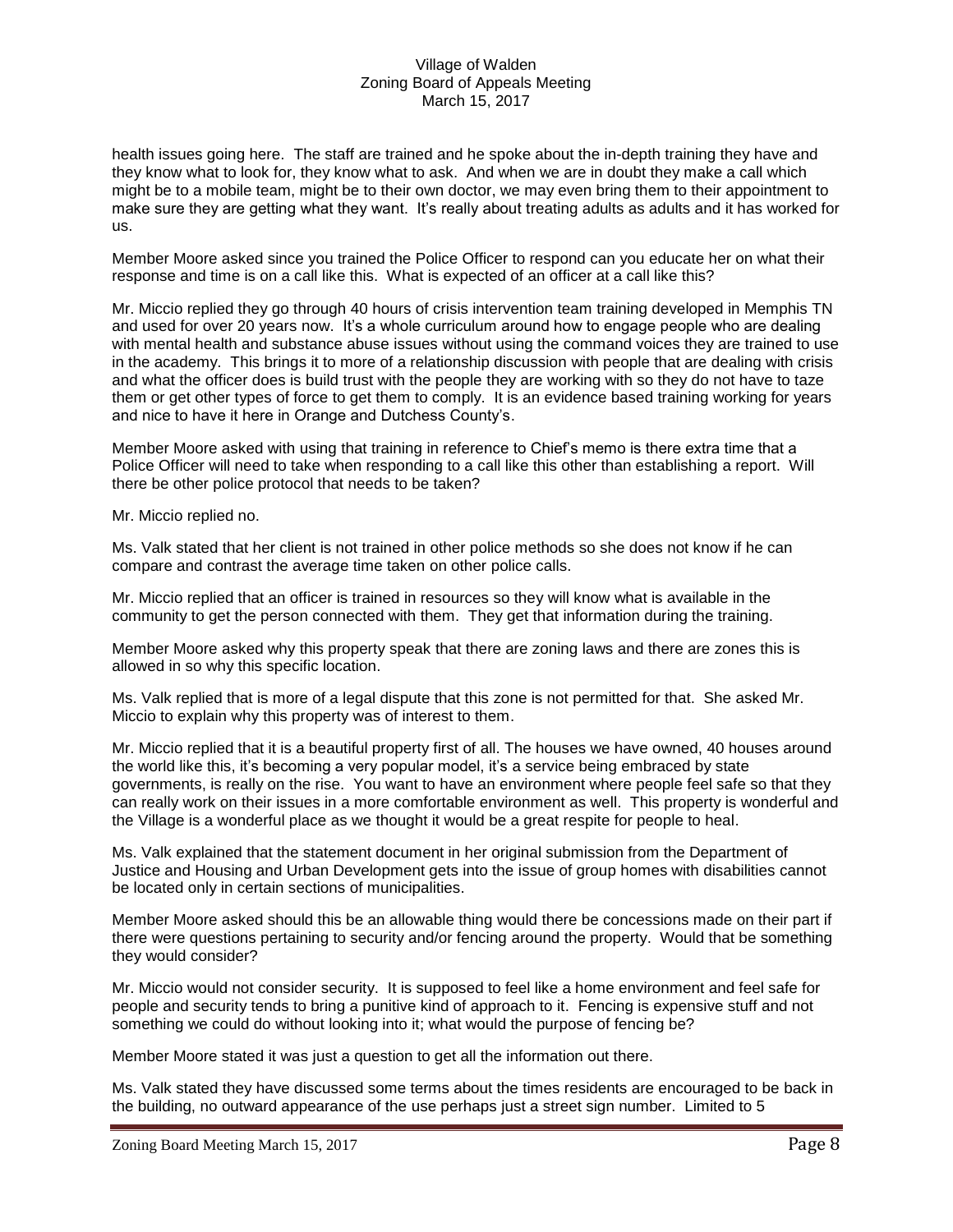health issues going here. The staff are trained and he spoke about the in-depth training they have and they know what to look for, they know what to ask. And when we are in doubt they make a call which might be to a mobile team, might be to their own doctor, we may even bring them to their appointment to make sure they are getting what they want. It's really about treating adults as adults and it has worked for us.

Member Moore asked since you trained the Police Officer to respond can you educate her on what their response and time is on a call like this. What is expected of an officer at a call like this?

Mr. Miccio replied they go through 40 hours of crisis intervention team training developed in Memphis TN and used for over 20 years now. It's a whole curriculum around how to engage people who are dealing with mental health and substance abuse issues without using the command voices they are trained to use in the academy. This brings it to more of a relationship discussion with people that are dealing with crisis and what the officer does is build trust with the people they are working with so they do not have to taze them or get other types of force to get them to comply. It is an evidence based training working for years and nice to have it here in Orange and Dutchess County's.

Member Moore asked with using that training in reference to Chief's memo is there extra time that a Police Officer will need to take when responding to a call like this other than establishing a report. Will there be other police protocol that needs to be taken?

Mr. Miccio replied no.

Ms. Valk stated that her client is not trained in other police methods so she does not know if he can compare and contrast the average time taken on other police calls.

Mr. Miccio replied that an officer is trained in resources so they will know what is available in the community to get the person connected with them. They get that information during the training.

Member Moore asked why this property speak that there are zoning laws and there are zones this is allowed in so why this specific location.

Ms. Valk replied that is more of a legal dispute that this zone is not permitted for that. She asked Mr. Miccio to explain why this property was of interest to them.

Mr. Miccio replied that it is a beautiful property first of all. The houses we have owned, 40 houses around the world like this, it's becoming a very popular model, it's a service being embraced by state governments, is really on the rise. You want to have an environment where people feel safe so that they can really work on their issues in a more comfortable environment as well. This property is wonderful and the Village is a wonderful place as we thought it would be a great respite for people to heal.

Ms. Valk explained that the statement document in her original submission from the Department of Justice and Housing and Urban Development gets into the issue of group homes with disabilities cannot be located only in certain sections of municipalities.

Member Moore asked should this be an allowable thing would there be concessions made on their part if there were questions pertaining to security and/or fencing around the property. Would that be something they would consider?

Mr. Miccio would not consider security. It is supposed to feel like a home environment and feel safe for people and security tends to bring a punitive kind of approach to it. Fencing is expensive stuff and not something we could do without looking into it; what would the purpose of fencing be?

Member Moore stated it was just a question to get all the information out there.

Ms. Valk stated they have discussed some terms about the times residents are encouraged to be back in the building, no outward appearance of the use perhaps just a street sign number. Limited to 5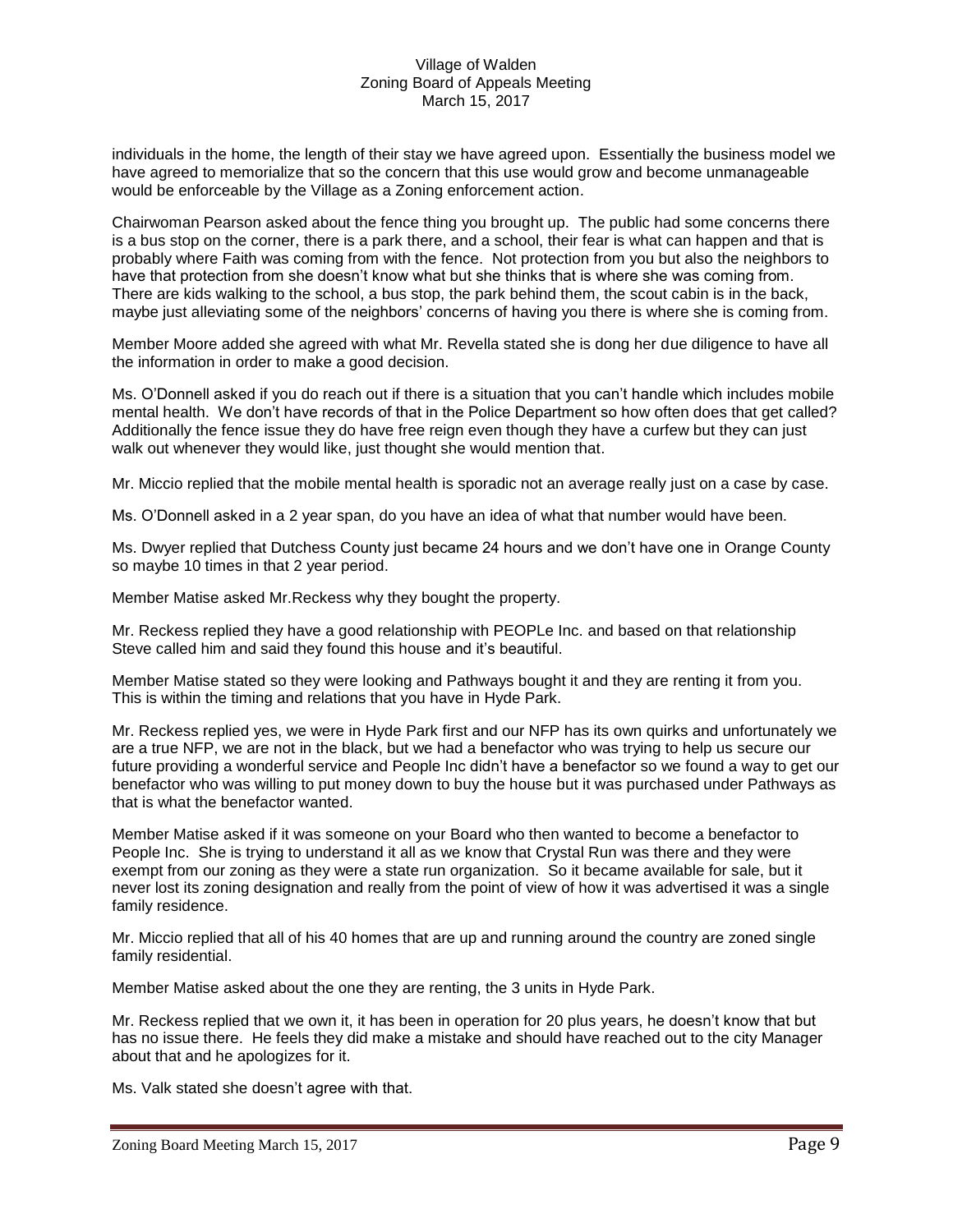individuals in the home, the length of their stay we have agreed upon. Essentially the business model we have agreed to memorialize that so the concern that this use would grow and become unmanageable would be enforceable by the Village as a Zoning enforcement action.

Chairwoman Pearson asked about the fence thing you brought up. The public had some concerns there is a bus stop on the corner, there is a park there, and a school, their fear is what can happen and that is probably where Faith was coming from with the fence. Not protection from you but also the neighbors to have that protection from she doesn't know what but she thinks that is where she was coming from. There are kids walking to the school, a bus stop, the park behind them, the scout cabin is in the back, maybe just alleviating some of the neighbors' concerns of having you there is where she is coming from.

Member Moore added she agreed with what Mr. Revella stated she is dong her due diligence to have all the information in order to make a good decision.

Ms. O'Donnell asked if you do reach out if there is a situation that you can't handle which includes mobile mental health. We don't have records of that in the Police Department so how often does that get called? Additionally the fence issue they do have free reign even though they have a curfew but they can just walk out whenever they would like, just thought she would mention that.

Mr. Miccio replied that the mobile mental health is sporadic not an average really just on a case by case.

Ms. O'Donnell asked in a 2 year span, do you have an idea of what that number would have been.

Ms. Dwyer replied that Dutchess County just became 24 hours and we don't have one in Orange County so maybe 10 times in that 2 year period.

Member Matise asked Mr.Reckess why they bought the property.

Mr. Reckess replied they have a good relationship with PEOPLe Inc. and based on that relationship Steve called him and said they found this house and it's beautiful.

Member Matise stated so they were looking and Pathways bought it and they are renting it from you. This is within the timing and relations that you have in Hyde Park.

Mr. Reckess replied yes, we were in Hyde Park first and our NFP has its own quirks and unfortunately we are a true NFP, we are not in the black, but we had a benefactor who was trying to help us secure our future providing a wonderful service and People Inc didn't have a benefactor so we found a way to get our benefactor who was willing to put money down to buy the house but it was purchased under Pathways as that is what the benefactor wanted.

Member Matise asked if it was someone on your Board who then wanted to become a benefactor to People Inc. She is trying to understand it all as we know that Crystal Run was there and they were exempt from our zoning as they were a state run organization. So it became available for sale, but it never lost its zoning designation and really from the point of view of how it was advertised it was a single family residence.

Mr. Miccio replied that all of his 40 homes that are up and running around the country are zoned single family residential.

Member Matise asked about the one they are renting, the 3 units in Hyde Park.

Mr. Reckess replied that we own it, it has been in operation for 20 plus years, he doesn't know that but has no issue there. He feels they did make a mistake and should have reached out to the city Manager about that and he apologizes for it.

Ms. Valk stated she doesn't agree with that.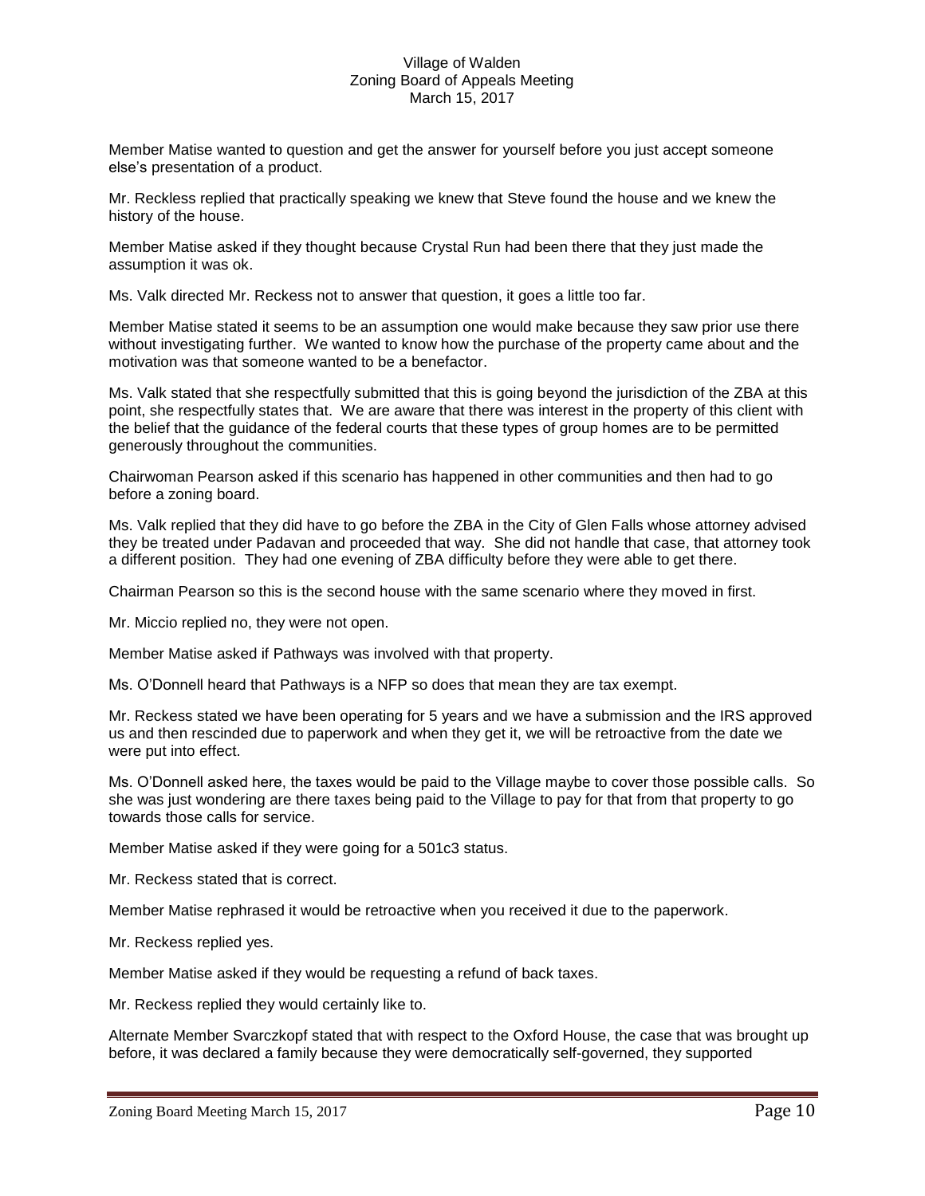Member Matise wanted to question and get the answer for yourself before you just accept someone else's presentation of a product.

Mr. Reckless replied that practically speaking we knew that Steve found the house and we knew the history of the house.

Member Matise asked if they thought because Crystal Run had been there that they just made the assumption it was ok.

Ms. Valk directed Mr. Reckess not to answer that question, it goes a little too far.

Member Matise stated it seems to be an assumption one would make because they saw prior use there without investigating further. We wanted to know how the purchase of the property came about and the motivation was that someone wanted to be a benefactor.

Ms. Valk stated that she respectfully submitted that this is going beyond the jurisdiction of the ZBA at this point, she respectfully states that. We are aware that there was interest in the property of this client with the belief that the guidance of the federal courts that these types of group homes are to be permitted generously throughout the communities.

Chairwoman Pearson asked if this scenario has happened in other communities and then had to go before a zoning board.

Ms. Valk replied that they did have to go before the ZBA in the City of Glen Falls whose attorney advised they be treated under Padavan and proceeded that way. She did not handle that case, that attorney took a different position. They had one evening of ZBA difficulty before they were able to get there.

Chairman Pearson so this is the second house with the same scenario where they moved in first.

Mr. Miccio replied no, they were not open.

Member Matise asked if Pathways was involved with that property.

Ms. O'Donnell heard that Pathways is a NFP so does that mean they are tax exempt.

Mr. Reckess stated we have been operating for 5 years and we have a submission and the IRS approved us and then rescinded due to paperwork and when they get it, we will be retroactive from the date we were put into effect.

Ms. O'Donnell asked here, the taxes would be paid to the Village maybe to cover those possible calls. So she was just wondering are there taxes being paid to the Village to pay for that from that property to go towards those calls for service.

Member Matise asked if they were going for a 501c3 status.

Mr. Reckess stated that is correct.

Member Matise rephrased it would be retroactive when you received it due to the paperwork.

Mr. Reckess replied yes.

Member Matise asked if they would be requesting a refund of back taxes.

Mr. Reckess replied they would certainly like to.

Alternate Member Svarczkopf stated that with respect to the Oxford House, the case that was brought up before, it was declared a family because they were democratically self-governed, they supported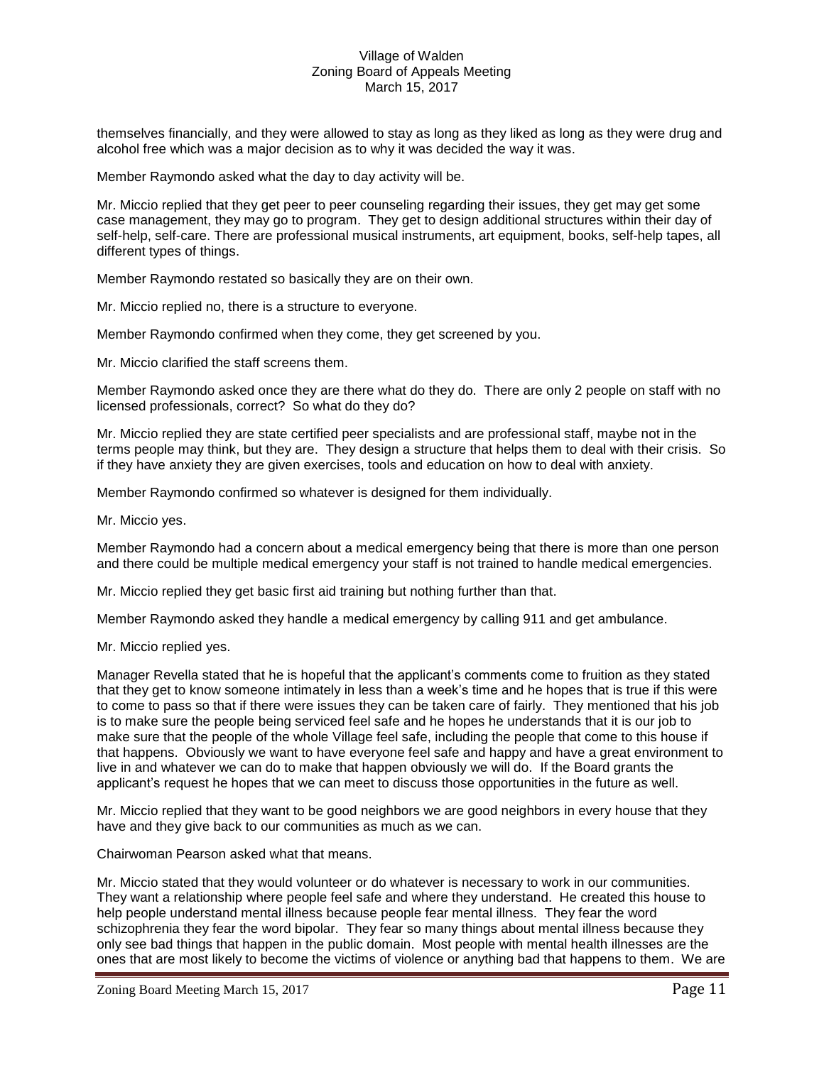themselves financially, and they were allowed to stay as long as they liked as long as they were drug and alcohol free which was a major decision as to why it was decided the way it was.

Member Raymondo asked what the day to day activity will be.

Mr. Miccio replied that they get peer to peer counseling regarding their issues, they get may get some case management, they may go to program. They get to design additional structures within their day of self-help, self-care. There are professional musical instruments, art equipment, books, self-help tapes, all different types of things.

Member Raymondo restated so basically they are on their own.

Mr. Miccio replied no, there is a structure to everyone.

Member Raymondo confirmed when they come, they get screened by you.

Mr. Miccio clarified the staff screens them.

Member Raymondo asked once they are there what do they do. There are only 2 people on staff with no licensed professionals, correct? So what do they do?

Mr. Miccio replied they are state certified peer specialists and are professional staff, maybe not in the terms people may think, but they are. They design a structure that helps them to deal with their crisis. So if they have anxiety they are given exercises, tools and education on how to deal with anxiety.

Member Raymondo confirmed so whatever is designed for them individually.

Mr. Miccio yes.

Member Raymondo had a concern about a medical emergency being that there is more than one person and there could be multiple medical emergency your staff is not trained to handle medical emergencies.

Mr. Miccio replied they get basic first aid training but nothing further than that.

Member Raymondo asked they handle a medical emergency by calling 911 and get ambulance.

Mr. Miccio replied yes.

Manager Revella stated that he is hopeful that the applicant's comments come to fruition as they stated that they get to know someone intimately in less than a week's time and he hopes that is true if this were to come to pass so that if there were issues they can be taken care of fairly. They mentioned that his job is to make sure the people being serviced feel safe and he hopes he understands that it is our job to make sure that the people of the whole Village feel safe, including the people that come to this house if that happens. Obviously we want to have everyone feel safe and happy and have a great environment to live in and whatever we can do to make that happen obviously we will do. If the Board grants the applicant's request he hopes that we can meet to discuss those opportunities in the future as well.

Mr. Miccio replied that they want to be good neighbors we are good neighbors in every house that they have and they give back to our communities as much as we can.

Chairwoman Pearson asked what that means.

Mr. Miccio stated that they would volunteer or do whatever is necessary to work in our communities. They want a relationship where people feel safe and where they understand. He created this house to help people understand mental illness because people fear mental illness. They fear the word schizophrenia they fear the word bipolar. They fear so many things about mental illness because they only see bad things that happen in the public domain. Most people with mental health illnesses are the ones that are most likely to become the victims of violence or anything bad that happens to them. We are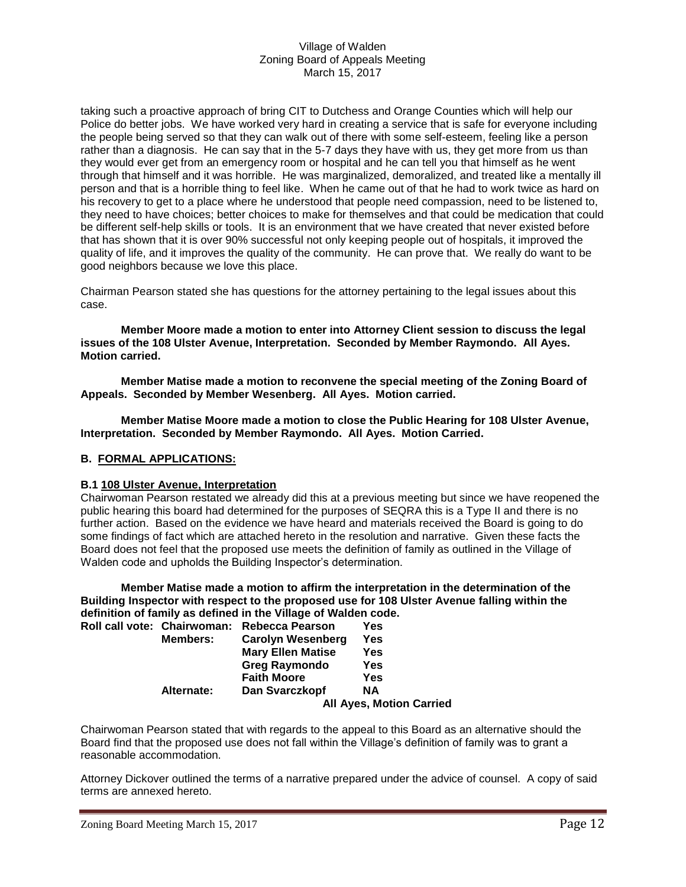taking such a proactive approach of bring CIT to Dutchess and Orange Counties which will help our Police do better jobs. We have worked very hard in creating a service that is safe for everyone including the people being served so that they can walk out of there with some self-esteem, feeling like a person rather than a diagnosis. He can say that in the 5-7 days they have with us, they get more from us than they would ever get from an emergency room or hospital and he can tell you that himself as he went through that himself and it was horrible. He was marginalized, demoralized, and treated like a mentally ill person and that is a horrible thing to feel like. When he came out of that he had to work twice as hard on his recovery to get to a place where he understood that people need compassion, need to be listened to, they need to have choices; better choices to make for themselves and that could be medication that could be different self-help skills or tools. It is an environment that we have created that never existed before that has shown that it is over 90% successful not only keeping people out of hospitals, it improved the quality of life, and it improves the quality of the community. He can prove that. We really do want to be good neighbors because we love this place.

Chairman Pearson stated she has questions for the attorney pertaining to the legal issues about this case.

**Member Moore made a motion to enter into Attorney Client session to discuss the legal issues of the 108 Ulster Avenue, Interpretation. Seconded by Member Raymondo. All Ayes. Motion carried.**

**Member Matise made a motion to reconvene the special meeting of the Zoning Board of Appeals. Seconded by Member Wesenberg. All Ayes. Motion carried.**

**Member Matise Moore made a motion to close the Public Hearing for 108 Ulster Avenue, Interpretation. Seconded by Member Raymondo. All Ayes. Motion Carried.**

## B. FORMAL APPLICATIONS:

### B.1 108 Ulster Avenue, Interpretation

Chairwoman Pearson restated we already did this at a previous meeting but since we have reopened the public hearing this board had determined for the purposes of SEQRA this is a Type II and there is no further action. Based on the evidence we have heard and materials received the Board is going to do some findings of fact which are attached hereto in the resolution and narrative. Given these facts the Board does not feel that the proposed use meets the definition of family as outlined in the Village of Walden code and upholds the Building Inspector's determination.

**Member Matise made a motion to affirm the interpretation in the determination of the Building Inspector with respect to the proposed use for 108 Ulster Avenue falling within the definition of family as defined in the Village of Walden code.**

| **Roll call vote:** | **Chairwoman:** | **Rebecca Pearson** | **Yes** |
|---|---|---|---|
| | **Members:** | **Carolyn Wesenberg** | **Yes** |
| | | **Mary Ellen Matise** | **Yes** |
| | | **Greg Raymondo** | **Yes** |
| | | **Faith Moore** | **Yes** |
| | **Alternate:** | **Dan Svarczkopf** | **NA** |
| | | **All Ayes, Motion Carried** | |

Chairwoman Pearson stated that with regards to the appeal to this Board as an alternative should the Board find that the proposed use does not fall within the Village's definition of family was to grant a reasonable accommodation.

Attorney Dickover outlined the terms of a narrative prepared under the advice of counsel. A copy of said terms are annexed hereto.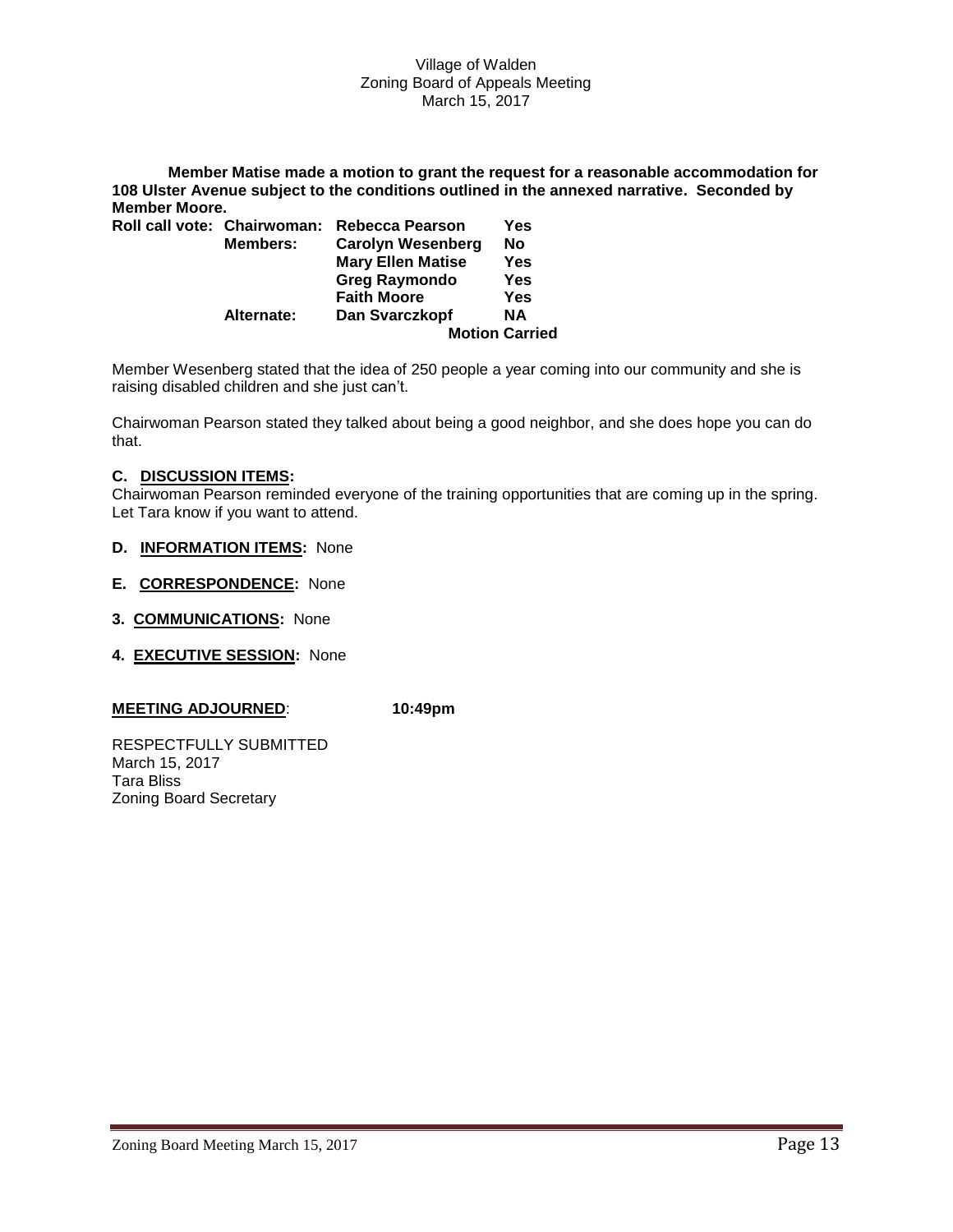**Member Matise made a motion to grant the request for a reasonable accommodation for 108 Ulster Avenue subject to the conditions outlined in the annexed narrative. Seconded by Member Moore.**

| | | | |
|---|---|---|---|
| **Roll call vote:** | **Chairwoman:** | **Rebecca Pearson** | **Yes** |
| | **Members:** | **Carolyn Wesenberg** | **No** |
| | | **Mary Ellen Matise** | **Yes** |
| | | **Greg Raymondo** | **Yes** |
| | | **Faith Moore** | **Yes** |
| | **Alternate:** | **Dan Svarczkopf** | **NA** |
| | | | **Motion Carried** |

Member Wesenberg stated that the idea of 250 people a year coming into our community and she is raising disabled children and she just can't.

Chairwoman Pearson stated they talked about being a good neighbor, and she does hope you can do that.

**C. DISCUSSION ITEMS:**

Chairwoman Pearson reminded everyone of the training opportunities that are coming up in the spring. Let Tara know if you want to attend.

**D. INFORMATION ITEMS:** None

**E. CORRESPONDENCE:** None

**3. COMMUNICATIONS:** None

**4. EXECUTIVE SESSION:** None

**MEETING ADJOURNED**: **10:49pm**

RESPECTFULLY SUBMITTED
March 15, 2017
Tara Bliss
Zoning Board Secretary